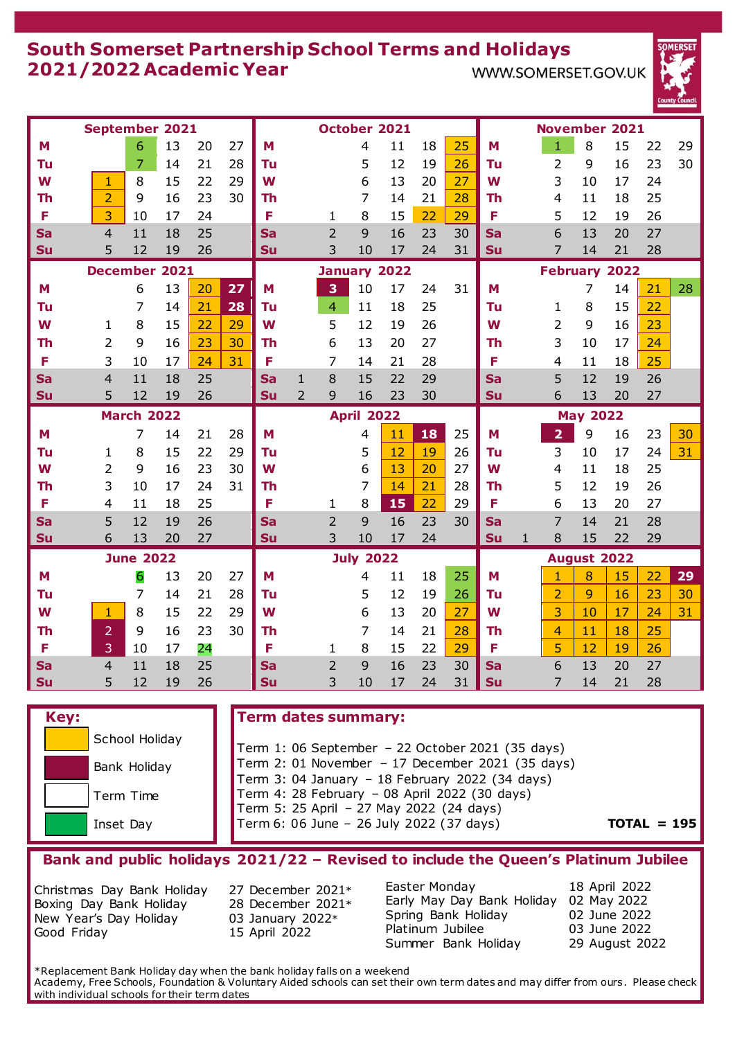# South Somerset Partnership School Terms and Holidays 2021/2022 Academic Year

WWW.SOMERSET.GOV.UK

### September 2021

| | | | | | |
|---|---|---|---|---|---|
| M | | 6 | 13 | 20 | 27 |
| Tu | | 7 | 14 | 21 | 28 |
| W | 1 | 8 | 15 | 22 | 29 |
| Th | 2 | 9 | 16 | 23 | 30 |
| F | 3 | 10 | 17 | 24 | |
| Sa | 4 | 11 | 18 | 25 | |
| Su | 5 | 12 | 19 | 26 | |

### October 2021

| | | | | | | |
|---|---|---|---|---|---|---|
| M | | 4 | 11 | 18 | 25 | |
| Tu | | 5 | 12 | 19 | 26 | |
| W | | 6 | 13 | 20 | 27 | |
| Th | | 7 | 14 | 21 | 28 | |
| F | 1 | 8 | 15 | 22 | 29 | |
| Sa | 2 | 9 | 16 | 23 | 30 | |
| Su | 3 | 10 | 17 | 24 | 31 | |

### November 2021

| | | | | | |
|---|---|---|---|---|---|
| M | 1 | 8 | 15 | 22 | 29 |
| Tu | 2 | 9 | 16 | 23 | 30 |
| W | 3 | 10 | 17 | 24 | |
| Th | 4 | 11 | 18 | 25 | |
| F | 5 | 12 | 19 | 26 | |
| Sa | 6 | 13 | 20 | 27 | |
| Su | 7 | 14 | 21 | 28 | |

### December 2021

| | | | | | |
|---|---|---|---|---|---|
| M | | 6 | 13 | 20 | 27 |
| Tu | | 7 | 14 | 21 | 28 |
| W | 1 | 8 | 15 | 22 | 29 |
| Th | 2 | 9 | 16 | 23 | 30 |
| F | 3 | 10 | 17 | 24 | 31 |
| Sa | 4 | 11 | 18 | 25 | |
| Su | 5 | 12 | 19 | 26 | |

### January 2022

| | | | | | | |
|---|---|---|---|---|---|---|
| M | | 3 | 10 | 17 | 24 | 31 |
| Tu | | 4 | 11 | 18 | 25 | |
| W | | 5 | 12 | 19 | 26 | |
| Th | | 6 | 13 | 20 | 27 | |
| F | | 7 | 14 | 21 | 28 | |
| Sa | 1 | 8 | 15 | 22 | 29 | |
| Su | 2 | 9 | 16 | 23 | 30 | |

### February 2022

| | | | | | |
|---|---|---|---|---|---|
| M | | 7 | 14 | 21 | 28 |
| Tu | 1 | 8 | 15 | 22 | |
| W | 2 | 9 | 16 | 23 | |
| Th | 3 | 10 | 17 | 24 | |
| F | 4 | 11 | 18 | 25 | |
| Sa | 5 | 12 | 19 | 26 | |
| Su | 6 | 13 | 20 | 27 | |

### March 2022

| | | | | | |
|---|---|---|---|---|---|
| M | | 7 | 14 | 21 | 28 |
| Tu | 1 | 8 | 15 | 22 | 29 |
| W | 2 | 9 | 16 | 23 | 30 |
| Th | 3 | 10 | 17 | 24 | 31 |
| F | 4 | 11 | 18 | 25 | |
| Sa | 5 | 12 | 19 | 26 | |
| Su | 6 | 13 | 20 | 27 | |

### April 2022

| | | | | | |
|---|---|---|---|---|---|
| M | | 4 | 11 | 18 | 25 |
| Tu | | 5 | 12 | 19 | 26 |
| W | | 6 | 13 | 20 | 27 |
| Th | | 7 | 14 | 21 | 28 |
| F | 1 | 8 | 15 | 22 | 29 |
| Sa | 2 | 9 | 16 | 23 | 30 |
| Su | 3 | 10 | 17 | 24 | |

### May 2022

| | | | | | | |
|---|---|---|---|---|---|---|
| M | | 2 | 9 | 16 | 23 | 30 |
| Tu | | 3 | 10 | 17 | 24 | 31 |
| W | | 4 | 11 | 18 | 25 | |
| Th | | 5 | 12 | 19 | 26 | |
| F | | 6 | 13 | 20 | 27 | |
| Sa | | 7 | 14 | 21 | 28 | |
| Su | 1 | 8 | 15 | 22 | 29 | |

### June 2022

| | | | | | |
|---|---|---|---|---|---|
| M | | 6 | 13 | 20 | 27 |
| Tu | | 7 | 14 | 21 | 28 |
| W | 1 | 8 | 15 | 22 | 29 |
| Th | 2 | 9 | 16 | 23 | 30 |
| F | 3 | 10 | 17 | 24 | |
| Sa | 4 | 11 | 18 | 25 | |
| Su | 5 | 12 | 19 | 26 | |

### July 2022

| | | | | | |
|---|---|---|---|---|---|
| M | | 4 | 11 | 18 | 25 |
| Tu | | 5 | 12 | 19 | 26 |
| W | | 6 | 13 | 20 | 27 |
| Th | | 7 | 14 | 21 | 28 |
| F | 1 | 8 | 15 | 22 | 29 |
| Sa | 2 | 9 | 16 | 23 | 30 |
| Su | 3 | 10 | 17 | 24 | 31 |

### August 2022

| | | | | | |
|---|---|---|---|---|---|
| M | 1 | 8 | 15 | 22 | 29 |
| Tu | 2 | 9 | 16 | 23 | 30 |
| W | 3 | 10 | 17 | 24 | 31 |
| Th | 4 | 11 | 18 | 25 | |
| F | 5 | 12 | 19 | 26 | |
| Sa | 6 | 13 | 20 | 27 | |
| Su | 7 | 14 | 21 | 28 | |

**Key:**

- School Holiday
- Bank Holiday
- Term Time
- Inset Day

**Term dates summary:**

Term 1: 06 September – 22 October 2021 (35 days)
Term 2: 01 November – 17 December 2021 (35 days)
Term 3: 04 January – 18 February 2022 (34 days)
Term 4: 28 February – 08 April 2022 (30 days)
Term 5: 25 April – 27 May 2022 (24 days)
Term 6: 06 June – 26 July 2022 (37 days)

**TOTAL = 195**

## Bank and public holidays 2021/22 – Revised to include the Queen's Platinum Jubilee

| | |
|---|---|
| Christmas Day Bank Holiday | 27 December 2021* |
| Boxing Day Bank Holiday | 28 December 2021* |
| New Year's Day Holiday | 03 January 2022* |
| Good Friday | 15 April 2022 |
| Easter Monday | 18 April 2022 |
| Early May Day Bank Holiday | 02 May 2022 |
| Spring Bank Holiday | 02 June 2022 |
| Platinum Jubilee | 03 June 2022 |
| Summer Bank Holiday | 29 August 2022 |

*Replacement Bank Holiday day when the bank holiday falls on a weekend
Academy, Free Schools, Foundation & Voluntary Aided schools can set their own term dates and may differ from ours. Please check with individual schools for their term dates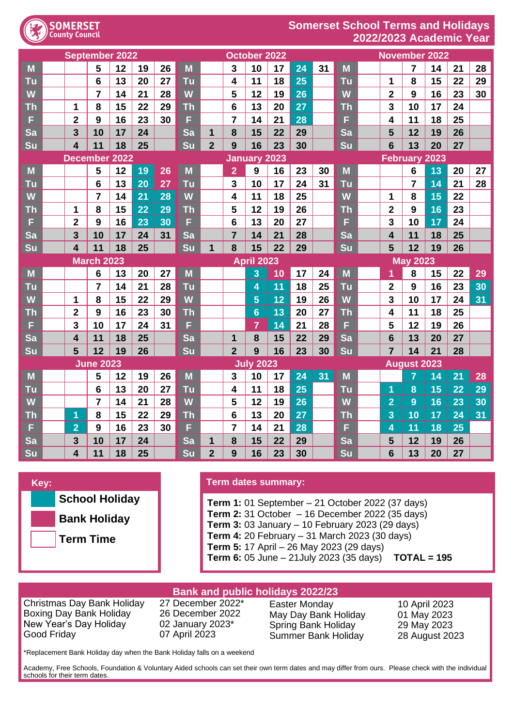# Somerset School Terms and Holidays 2022/2023 Academic Year

SOMERSET County Council

## September 2022

| | | | | | | |
|---|---|---|---|---|---|---|
| M | | | 5 | 12 | 19 | 26 |
| Tu | | | 6 | 13 | 20 | 27 |
| W | | | 7 | 14 | 21 | 28 |
| Th | | 1 | 8 | 15 | 22 | 29 |
| F | | 2 | 9 | 16 | 23 | 30 |
| Sa | | 3 | 10 | 17 | 24 | |
| Su | | 4 | 11 | 18 | 25 | |

## October 2022

| | | | | | | |
|---|---|---|---|---|---|---|
| M | | 3 | 10 | 17 | 24 | 31 |
| Tu | | 4 | 11 | 18 | 25 | |
| W | | 5 | 12 | 19 | 26 | |
| Th | | 6 | 13 | 20 | 27 | |
| F | | 7 | 14 | 21 | 28 | |
| Sa | 1 | 8 | 15 | 22 | 29 | |
| Su | 2 | 9 | 16 | 23 | 30 | |

## November 2022

| | | | | | | |
|---|---|---|---|---|---|---|
| M | | | 7 | 14 | 21 | 28 |
| Tu | | 1 | 8 | 15 | 22 | 29 |
| W | | 2 | 9 | 16 | 23 | 30 |
| Th | | 3 | 10 | 17 | 24 | |
| F | | 4 | 11 | 18 | 25 | |
| Sa | | 5 | 12 | 19 | 26 | |
| Su | | 6 | 13 | 20 | 27 | |

## December 2022

| | | | | | | |
|---|---|---|---|---|---|---|
| M | | | 5 | 12 | 19 | 26 |
| Tu | | | 6 | 13 | 20 | 27 |
| W | | | 7 | 14 | 21 | 28 |
| Th | | 1 | 8 | 15 | 22 | 29 |
| F | | 2 | 9 | 16 | 23 | 30 |
| Sa | | 3 | 10 | 17 | 24 | 31 |
| Su | | 4 | 11 | 18 | 25 | |

## January 2023

| | | | | | | |
|---|---|---|---|---|---|---|
| M | | 2 | 9 | 16 | 23 | 30 |
| Tu | | 3 | 10 | 17 | 24 | 31 |
| W | | 4 | 11 | 18 | 25 | |
| Th | | 5 | 12 | 19 | 26 | |
| F | | 6 | 13 | 20 | 27 | |
| Sa | | 7 | 14 | 21 | 28 | |
| Su | 1 | 8 | 15 | 22 | 29 | |

## February 2023

| | | | | | | |
|---|---|---|---|---|---|---|
| M | | | 6 | 13 | 20 | 27 |
| Tu | | | 7 | 14 | 21 | 28 |
| W | | 1 | 8 | 15 | 22 | |
| Th | | 2 | 9 | 16 | 23 | |
| F | | 3 | 10 | 17 | 24 | |
| Sa | | 4 | 11 | 18 | 25 | |
| Su | | 5 | 12 | 19 | 26 | |

## March 2023

| | | | | | | |
|---|---|---|---|---|---|---|
| M | | | 6 | 13 | 20 | 27 |
| Tu | | | 7 | 14 | 21 | 28 |
| W | | 1 | 8 | 15 | 22 | 29 |
| Th | | 2 | 9 | 16 | 23 | 30 |
| F | | 3 | 10 | 17 | 24 | 31 |
| Sa | | 4 | 11 | 18 | 25 | |
| Su | | 5 | 12 | 19 | 26 | |

## April 2023

| | | | | | | |
|---|---|---|---|---|---|---|
| M | | | 3 | 10 | 17 | 24 |
| Tu | | | 4 | 11 | 18 | 25 |
| W | | | 5 | 12 | 19 | 26 |
| Th | | | 6 | 13 | 20 | 27 |
| F | | | 7 | 14 | 21 | 28 |
| Sa | | 1 | 8 | 15 | 22 | 29 |
| Su | | 2 | 9 | 16 | 23 | 30 |

## May 2023

| | | | | | | |
|---|---|---|---|---|---|---|
| M | | 1 | 8 | 15 | 22 | 29 |
| Tu | | 2 | 9 | 16 | 23 | 30 |
| W | | 3 | 10 | 17 | 24 | 31 |
| Th | | 4 | 11 | 18 | 25 | |
| F | | 5 | 12 | 19 | 26 | |
| Sa | | 6 | 13 | 20 | 27 | |
| Su | | 7 | 14 | 21 | 28 | |

## June 2023

| | | | | | | |
|---|---|---|---|---|---|---|
| M | | | 5 | 12 | 19 | 26 |
| Tu | | | 6 | 13 | 20 | 27 |
| W | | | 7 | 14 | 21 | 28 |
| Th | | 1 | 8 | 15 | 22 | 29 |
| F | | 2 | 9 | 16 | 23 | 30 |
| Sa | | 3 | 10 | 17 | 24 | |
| Su | | 4 | 11 | 18 | 25 | |

## July 2023

| | | | | | | |
|---|---|---|---|---|---|---|
| M | | 3 | 10 | 17 | 24 | 31 |
| Tu | | 4 | 11 | 18 | 25 | |
| W | | 5 | 12 | 19 | 26 | |
| Th | | 6 | 13 | 20 | 27 | |
| F | | 7 | 14 | 21 | 28 | |
| Sa | 1 | 8 | 15 | 22 | 29 | |
| Su | 2 | 9 | 16 | 23 | 30 | |

## August 2023

| | | | | | | |
|---|---|---|---|---|---|---|
| M | | | 7 | 14 | 21 | 28 |
| Tu | | 1 | 8 | 15 | 22 | 29 |
| W | | 2 | 9 | 16 | 23 | 30 |
| Th | | 3 | 10 | 17 | 24 | 31 |
| F | | 4 | 11 | 18 | 25 | |
| Sa | | 5 | 12 | 19 | 26 | |
| Su | | 6 | 13 | 20 | 27 | |

## Key:

- School Holiday
- Bank Holiday
- Term Time

## Term dates summary:

**Term 1:** 01 September – 21 October 2022 (37 days)
**Term 2:** 31 October – 16 December 2022 (35 days)
**Term 3:** 03 January – 10 February 2023 (29 days)
**Term 4:** 20 February – 31 March 2023 (30 days)
**Term 5:** 17 April – 26 May 2023 (29 days)
**Term 6:** 05 June – 21July 2023 (35 days) **TOTAL = 195**

## Bank and public holidays 2022/23

| | | | |
|---|---|---|---|
| Christmas Day Bank Holiday | 27 December 2022* | Easter Monday | 10 April 2023 |
| Boxing Day Bank Holiday | 26 December 2022 | May Day Bank Holiday | 01 May 2023 |
| New Year's Day Holiday | 02 January 2023* | Spring Bank Holiday | 29 May 2023 |
| Good Friday | 07 April 2023 | Summer Bank Holiday | 28 August 2023 |

*Replacement Bank Holiday day when the Bank Holiday falls on a weekend

Academy, Free Schools, Foundation & Voluntary Aided schools can set their own term dates and may differ from ours. Please check with the individual schools for their term dates.